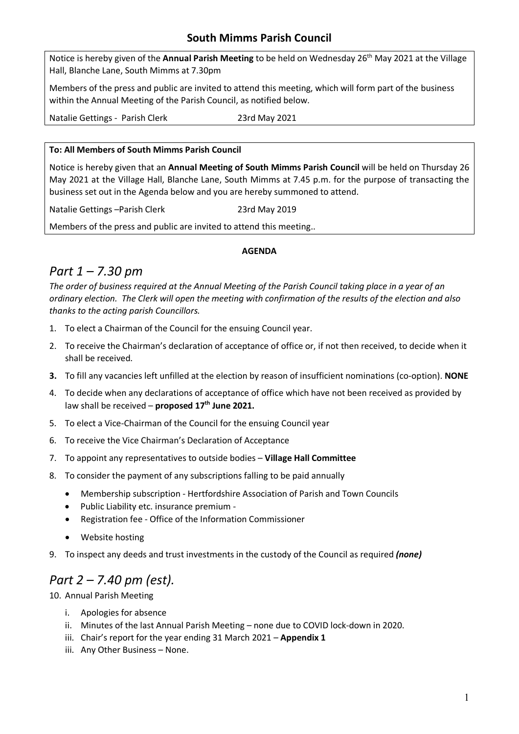## South Mimms Parish Council

Notice is hereby given of the **Annual Parish Meeting** to be held on Wednesday 26th May 2021 at the Village Hall, Blanche Lane, South Mimms at 7.30pm

Members of the press and public are invited to attend this meeting, which will form part of the business within the Annual Meeting of the Parish Council, as notified below.

Natalie Gettings - Parish Clerk 23rd May 2021

**To: All Members of South Mimms Parish Council**

Notice is hereby given that an **Annual Meeting of South Mimms Parish Council** will be held on Thursday 26 May 2021 at the Village Hall, Blanche Lane, South Mimms at 7.45 p.m. for the purpose of transacting the business set out in the Agenda below and you are hereby summoned to attend.

Natalie Gettings –Parish Clerk 23rd May 2019

Members of the press and public are invited to attend this meeting..

**AGENDA**

# *Part 1 – 7.30 pm*

*The order of business required at the Annual Meeting of the Parish Council taking place in a year of an ordinary election. The Clerk will open the meeting with confirmation of the results of the election and also thanks to the acting parish Councillors.*

1. To elect a Chairman of the Council for the ensuing Council year.
2. To receive the Chairman's declaration of acceptance of office or, if not then received, to decide when it shall be received.
3. To fill any vacancies left unfilled at the election by reason of insufficient nominations (co-option). **NONE**
4. To decide when any declarations of acceptance of office which have not been received as provided by law shall be received – **proposed 17th June 2021.**
5. To elect a Vice-Chairman of the Council for the ensuing Council year
6. To receive the Vice Chairman's Declaration of Acceptance
7. To appoint any representatives to outside bodies – **Village Hall Committee**
8. To consider the payment of any subscriptions falling to be paid annually
   - Membership subscription - Hertfordshire Association of Parish and Town Councils
   - Public Liability etc. insurance premium -
   - Registration fee - Office of the Information Commissioner
   - Website hosting
9. To inspect any deeds and trust investments in the custody of the Council as required ***(none)***

# *Part 2 – 7.40 pm (est).*

10. Annual Parish Meeting
    - i. Apologies for absence
    - ii. Minutes of the last Annual Parish Meeting – none due to COVID lock-down in 2020.
    - iii. Chair's report for the year ending 31 March 2021 – **Appendix 1**
    - iii. Any Other Business – None.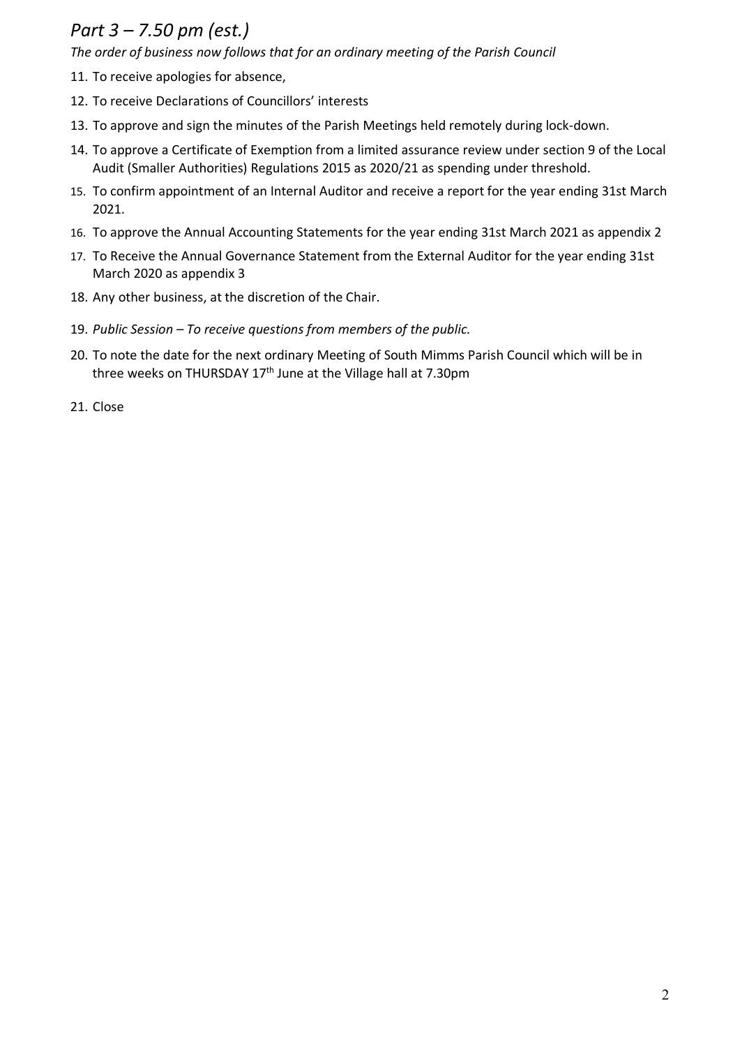## *Part 3 – 7.50 pm (est.)*

*The order of business now follows that for an ordinary meeting of the Parish Council*

11. To receive apologies for absence,
12. To receive Declarations of Councillors' interests
13. To approve and sign the minutes of the Parish Meetings held remotely during lock-down.
14. To approve a Certificate of Exemption from a limited assurance review under section 9 of the Local Audit (Smaller Authorities) Regulations 2015 as 2020/21 as spending under threshold.
15. To confirm appointment of an Internal Auditor and receive a report for the year ending 31st March 2021.
16. To approve the Annual Accounting Statements for the year ending 31st March 2021 as appendix 2
17. To Receive the Annual Governance Statement from the External Auditor for the year ending 31st March 2020 as appendix 3
18. Any other business, at the discretion of the Chair.
19. *Public Session – To receive questions from members of the public.*
20. To note the date for the next ordinary Meeting of South Mimms Parish Council which will be in three weeks on THURSDAY 17th June at the Village hall at 7.30pm
21. Close